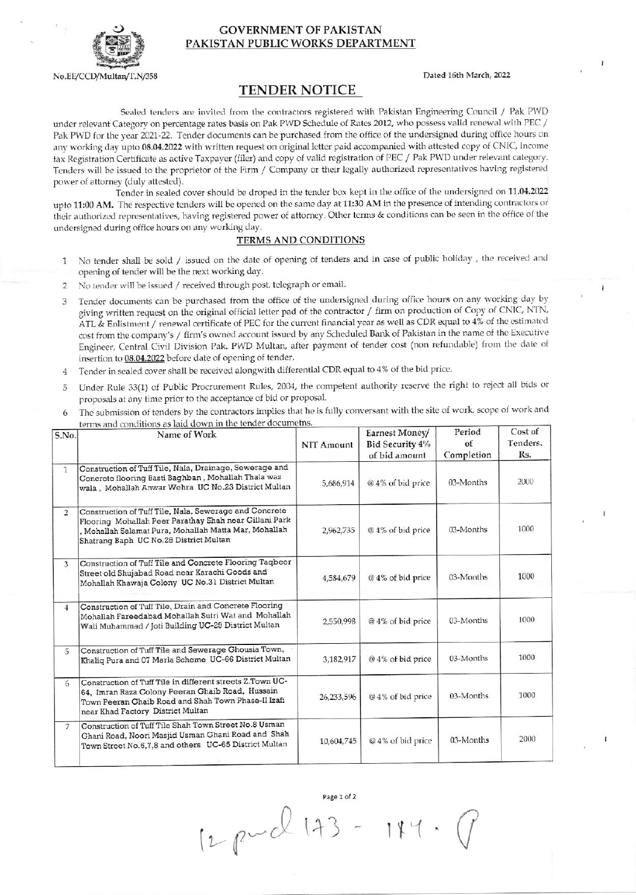# GOVERNMENT OF PAKISTAN
## PAKISTAN PUBLIC WORKS DEPARTMENT

No.EE/CCD/Multan/T.N/358

Dated 16th March, 2022

## TENDER NOTICE

Sealed tenders are invited from the contractors registered with Pakistan Engineering Council / Pak PWD under relevant Category on percentage rates basis on Pak PWD Schedule of Rates 2012, who possess valid renewal with PEC / Pak PWD for the year 2021-22. Tender documents can be purchased from the office of the undersigned during office hours on any working day upto **08.04.2022** with written request on original letter paid accompanied with attested copy of CNIC, Income tax Registration Certificate as active Taxpayer (filer) and copy of valid registration of PEC / Pak PWD under relevant category. Tenders will be issued to the proprietor of the Firm / Company or their legally authorized representatives having registered power of attorney (duly attested).

Tender in sealed cover should be droped in the tender box kept in the office of the undersigned on **11.04.2022** upto **11:00 AM.** The respective tenders will be opened on the same day at **11:30 AM** in the presence of intending contractors or their authorized representatives, having registered power of attorney. Other terms & conditions can be seen in the office of the undersigned during office hours on any working day.

### TERMS AND CONDITIONS

1. No tender shall be sold / issued on the date of opening of tenders and in case of public holiday , the received and opening of tender will be the next working day.
2. No tender will be issued / received through post, telegraph or email.
3. Tender documents can be purchased from the office of the undersigned during office hours on any working day by giving written request on the original official letter pad of the contractor / firm on production of Copy of CNIC, NTN, ATL & Enlistment / renewal certificate of PEC for the current financial year as well as CDR equal to 4% of the estimated cost from the company's / firm's owned account issued by any Scheduled Bank of Pakistan in the name of the Executive Engineer, Central Civil Division Pak. PWD Multan, after payment of tender cost (non refundable) from the date of insertion to 08.04.2022 before date of opening of tender.
4. Tender in sealed cover shall be received alongwith differential CDR equal to 4% of the bid price.
5. Under Rule 33(1) of Public Procrurement Rules, 2004, the competent authority reserve the right to reject all bids or proposals at any time prior to the acceptance of bid or proposal.
6. The submission of tenders by the contractors implies that he is fully conversant with the site of work, scope of work and terms and conditions as laid down in the tender documetns.

| S.No. | Name of Work | NIT Amount | Earnest Money/ Bid Security 4% of bid amount | Period of Completion | Cost of Tenders. Rs. |
|---|---|---|---|---|---|
| 1 | Construction of Tuff Tile, Nala, Drainage, Sewerage and Concrete flooring Basti Baghban , Mohallah Thala waz wala , Mohallah Anwar Wehra UC No.23 District Multan | 5,686,914 | @ 4% of bid price | 03-Months | 2000 |
| 2 | Construction of Tuff Tile, Nala, Sewerage and Concrete Flooring Mohallah Peer Parathay Shah near Cillani Park , Mohallah Salamat Pura, Mohallah Matta Mar, Mohallah Shatrang Baph UC No.28 District Multan | 2,962,735 | @ 4% of bid price | 03-Months | 1000 |
| 3 | Construction of Tuff Tile and Concrete Flooring Taqbeer Street old Shujabad Road near Karachi Goods and Mohallah Khawaja Colony UC No.31 District Multan | 4,584,679 | @ 4% of bid price | 03-Months | 1000 |
| 4 | Construction of Tuff Tile, Drain and Concrete Flooring Mohallah Fareedabad Mohallah Sutri Wat and Mohallah Wali Muhammad / Joti Building UC-29 District Multan | 2,550,998 | @ 4% of bid price | 03-Months | 1000 |
| 5 | Construction of Tuff Tile and Sewerage Ghousia Town, Khaliq Pura and 07 Marla Scheme UC-66 District Multan | 3,182,917 | @ 4% of bid price | 03-Months | 1000 |
| 6 | Construction of Tuff Tile in different streets Z.Town UC-64, Imran Raza Colony Peeran Ghaib Road, Hussain Town Peeran Ghaib Road and Shah Town Phase-II Izafi near Khad Factory District Multan | 26,233,596 | @ 4% of bid price | 03-Months | 1000 |
| 7 | Construction of Tuff Tile Shah Town Street No.8 Usman Ghani Road, Noori Masjid Usman Ghani Road and Shah Town Street No.6,7,8 and others UC-65 District Multan | 10,604,745 | @ 4% of bid price | 03-Months | 2000 |

12 pud 173 - 184 . P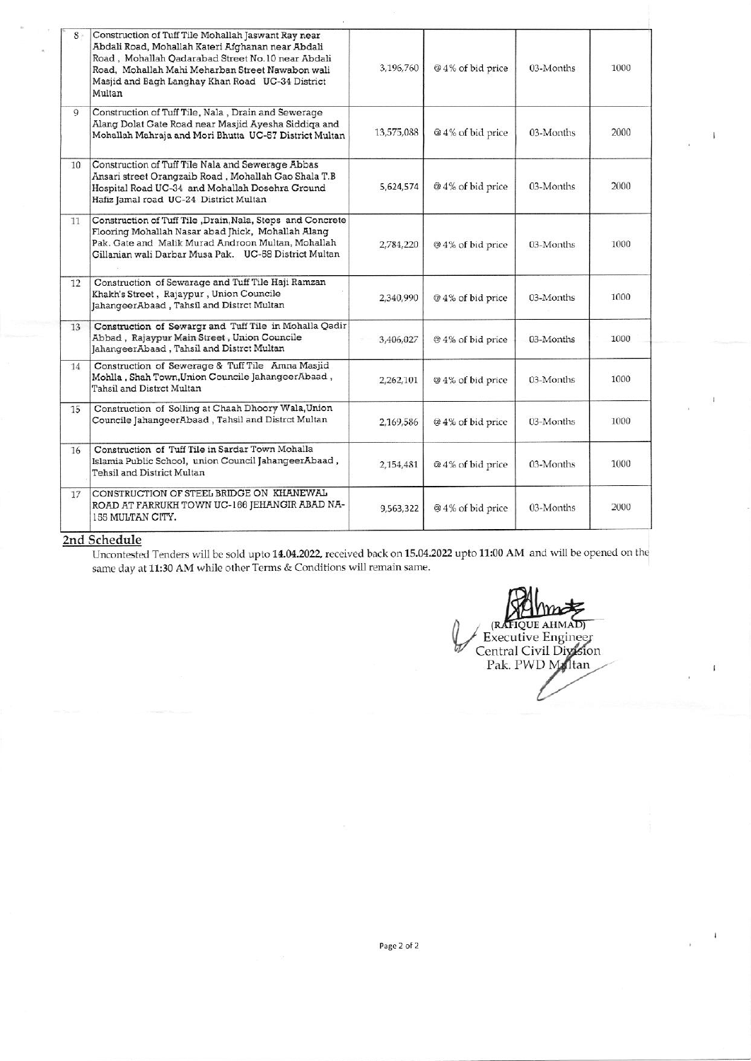| | | | | | |
|---|---|---|---|---|---|
| 8 | Construction of Tuff Tile Mohallah Jaswant Ray near Abdali Road, Mohallah Kateri Afghanan near Abdali Road , Mohallah Qadarabad Street No.10 near Abdali Road, Mohallah Mahi Meharban Street Nawabon wali Masjid and Bagh Langhay Khan Road UC-34 District Multan | 3,196,760 | @4% of bid price | 03-Months | 1000 |
| 9 | Construction of Tuff Tile, Nala , Drain and Sewerage Alang Dolat Gate Road near Masjid Ayesha Siddiqa and Mohallah Mahraja and Mori Bhutta UC-57 District Multan | 13,575,088 | @4% of bid price | 03-Months | 2000 |
| 10 | Construction of Tuff Tile Nala and Sewerage Abbas Ansari street Orangzaib Road , Mohallah Gao Shala T.B Hospital Road UC-34 and Mohallah Dosehra Ground Hafiz Jamal road UC-24 District Multan | 5,624,574 | @4% of bid price | 03-Months | 2000 |
| 11 | Construction of Tuff Tile ,Drain,Nala, Steps and Concrete Flooring Mohallah Nasar abad Jhick, Mohallah Alang Pak. Gate and Malik Murad Androon Multan, Mohallah Gillanian wali Darbar Musa Pak. UC-58 District Multan | 2,784,220 | @4% of bid price | 03-Months | 1000 |
| 12 | Construction of Sewarage and Tuff Tile Haji Ramzan Khakh's Street , Rajaypur , Union Councile JahangeerAbaad , Tahsil and Distrct Multan | 2,340,990 | @4% of bid price | 03-Months | 1000 |
| 13 | Construction of Sewargr and Tuff Tile in Mohalla Qadir Abbad , Rajaypur Main Street , Union Councile JahangeerAbaad , Tahsil and Distrct Multan | 3,406,027 | @4% of bid price | 03-Months | 1000 |
| 14 | Construction of Sewerage & Tuff Tile Amna Masjid Mohlla , Shah Town,Union Councile JahangeerAbaad , Tahsil and Distrct Multan | 2,262,101 | @4% of bid price | 03-Months | 1000 |
| 15 | Construction of Solling at Chaah Dhoory Wala,Union Councile JahangeerAbaad , Tahsil and Distrct Multan | 2,169,586 | @4% of bid price | 03-Months | 1000 |
| 16 | Construction of Tuff Tile in Sardar Town Mohalla Islamia Public School, union Council JahangeerAbaad , Tehsil and District Multan | 2,154,481 | @4% of bid price | 03-Months | 1000 |
| 17 | CONSTRUCTION OF STEEL BRIDGE ON KHANEWAL ROAD AT FARRUKH TOWN UC-186 JEHANGIR ABAD NA-155 MULTAN CITY. | 9,563,322 | @4% of bid price | 03-Months | 2000 |

## 2nd Schedule

Uncontested Tenders will be sold upto **14.04.2022**, received back on **15.04.2022** upto **11:00 AM** and will be opened on the same day at **11:30 AM** while other Terms & Conditions will remain same.

(RAFIQUE AHMAD)
Executive Engineer
Central Civil Division
Pak. PWD Multan